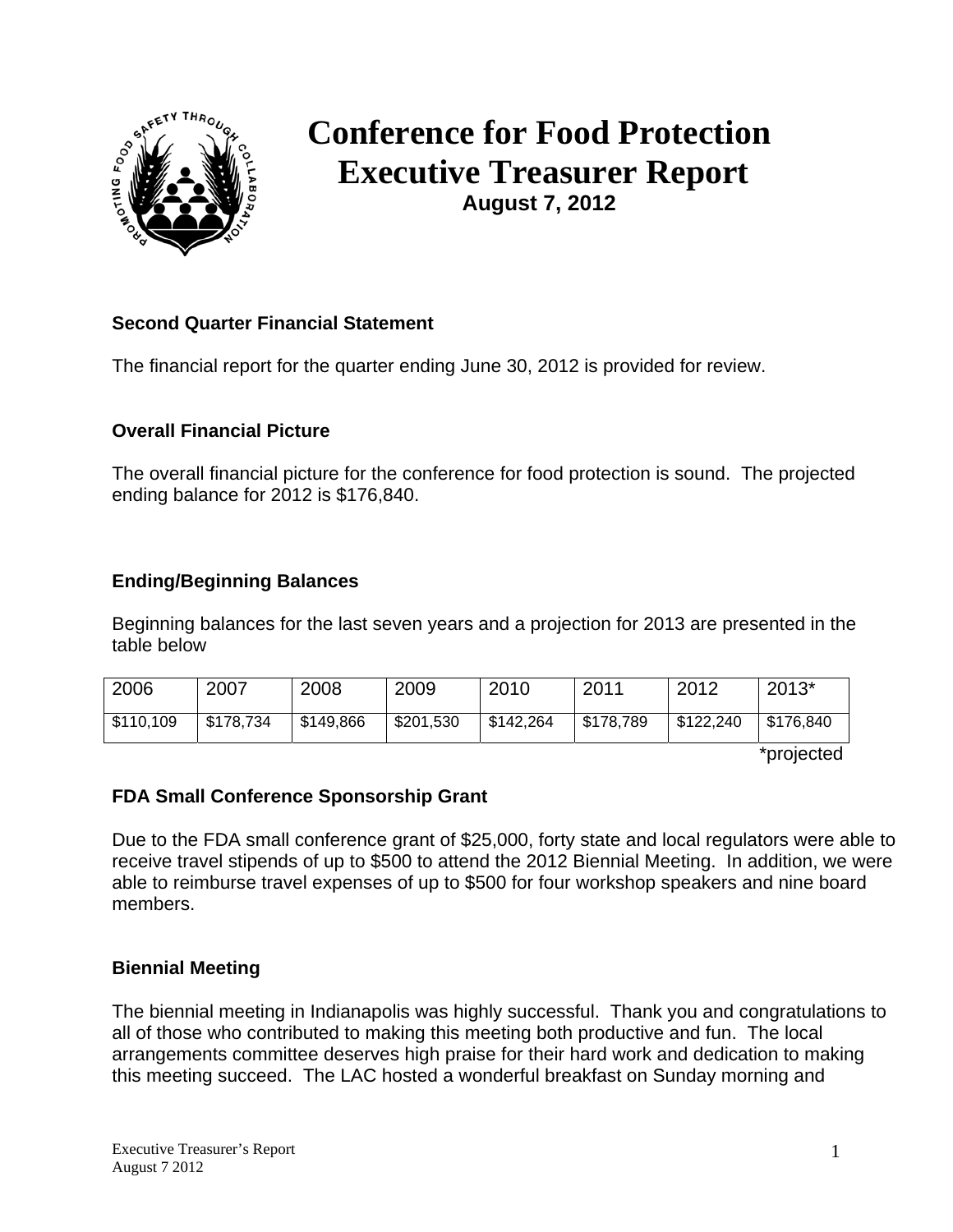# Conference for Food Protection Executive Treasurer Report

**August 7, 2012**

### Second Quarter Financial Statement

The financial report for the quarter ending June 30, 2012 is provided for review.

### Overall Financial Picture

The overall financial picture for the conference for food protection is sound. The projected ending balance for 2012 is $176,840.

### Ending/Beginning Balances

Beginning balances for the last seven years and a projection for 2013 are presented in the table below

| 2006 | 2007 | 2008 | 2009 | 2010 | 2011 | 2012 | 2013* |
|---|---|---|---|---|---|---|---|
| $110,109 | $178,734 | $149,866 | $201,530 | $142,264 | $178,789 | $122,240 | $176,840 |

*projected

### FDA Small Conference Sponsorship Grant

Due to the FDA small conference grant of $25,000, forty state and local regulators were able to receive travel stipends of up to $500 to attend the 2012 Biennial Meeting. In addition, we were able to reimburse travel expenses of up to $500 for four workshop speakers and nine board members.

### Biennial Meeting

The biennial meeting in Indianapolis was highly successful. Thank you and congratulations to all of those who contributed to making this meeting both productive and fun. The local arrangements committee deserves high praise for their hard work and dedication to making this meeting succeed. The LAC hosted a wonderful breakfast on Sunday morning and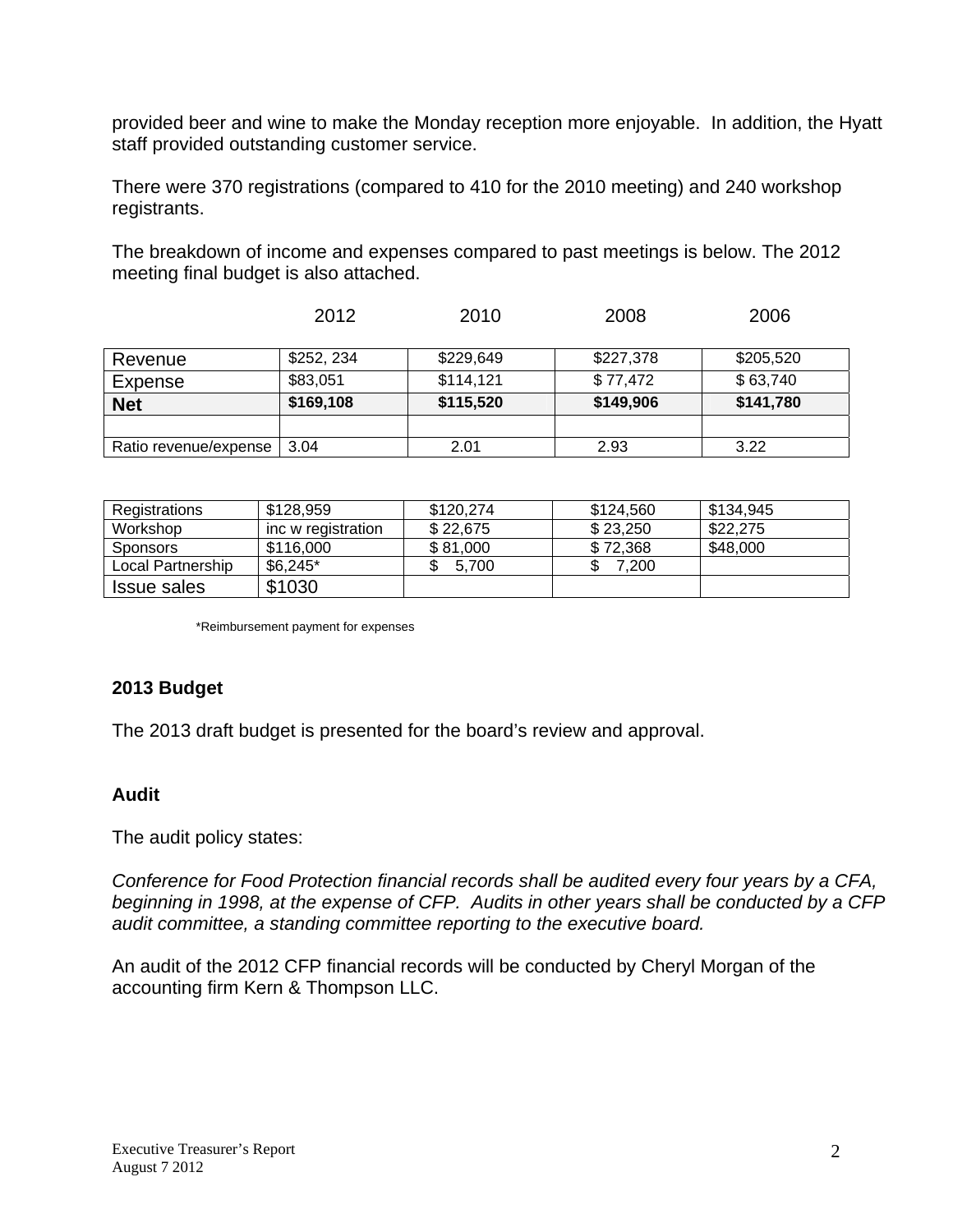provided beer and wine to make the Monday reception more enjoyable. In addition, the Hyatt staff provided outstanding customer service.

There were 370 registrations (compared to 410 for the 2010 meeting) and 240 workshop registrants.

The breakdown of income and expenses compared to past meetings is below. The 2012 meeting final budget is also attached.

| | 2012 | 2010 | 2008 | 2006 |
|---|---|---|---|---|
| Revenue | $252, 234 | $229,649 | $227,378 | $205,520 |
| Expense | $83,051 | $114,121 | $ 77,472 | $ 63,740 |
| **Net** | **$169,108** | **$115,520** | **$149,906** | **$141,780** |
| | | | | |
| Ratio revenue/expense | 3.04 | 2.01 | 2.93 | 3.22 |

| | | | | |
|---|---|---|---|---|
| Registrations | $128,959 | $120,274 | $124,560 | $134,945 |
| Workshop | inc w registration | $ 22,675 | $ 23,250 | $22,275 |
| Sponsors | $116,000 | $ 81,000 | $ 72,368 | $48,000 |
| Local Partnership | $6,245* | $ 5,700 | $ 7,200 | |
| Issue sales | $1030 | | | |

*Reimbursement payment for expenses

**2013 Budget**

The 2013 draft budget is presented for the board's review and approval.

**Audit**

The audit policy states:

*Conference for Food Protection financial records shall be audited every four years by a CFA, beginning in 1998, at the expense of CFP. Audits in other years shall be conducted by a CFP audit committee, a standing committee reporting to the executive board.*

An audit of the 2012 CFP financial records will be conducted by Cheryl Morgan of the accounting firm Kern & Thompson LLC.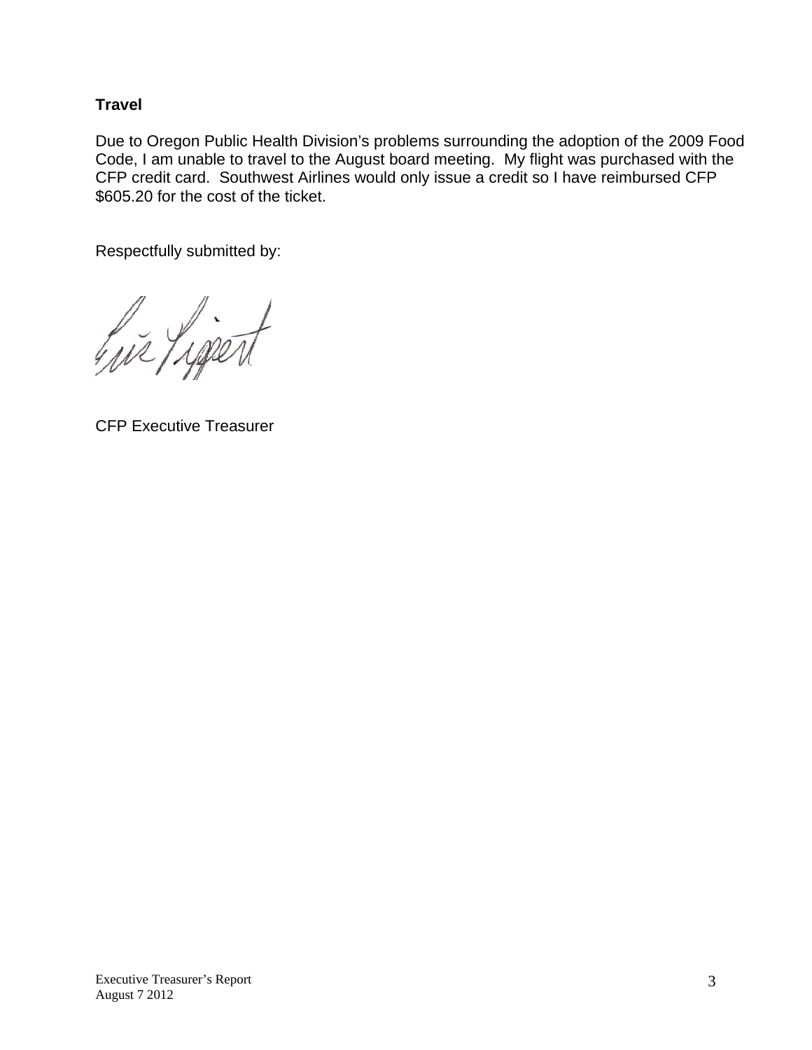**Travel**

Due to Oregon Public Health Division's problems surrounding the adoption of the 2009 Food Code, I am unable to travel to the August board meeting. My flight was purchased with the CFP credit card. Southwest Airlines would only issue a credit so I have reimbursed CFP $605.20 for the cost of the ticket.

Respectfully submitted by:

CFP Executive Treasurer